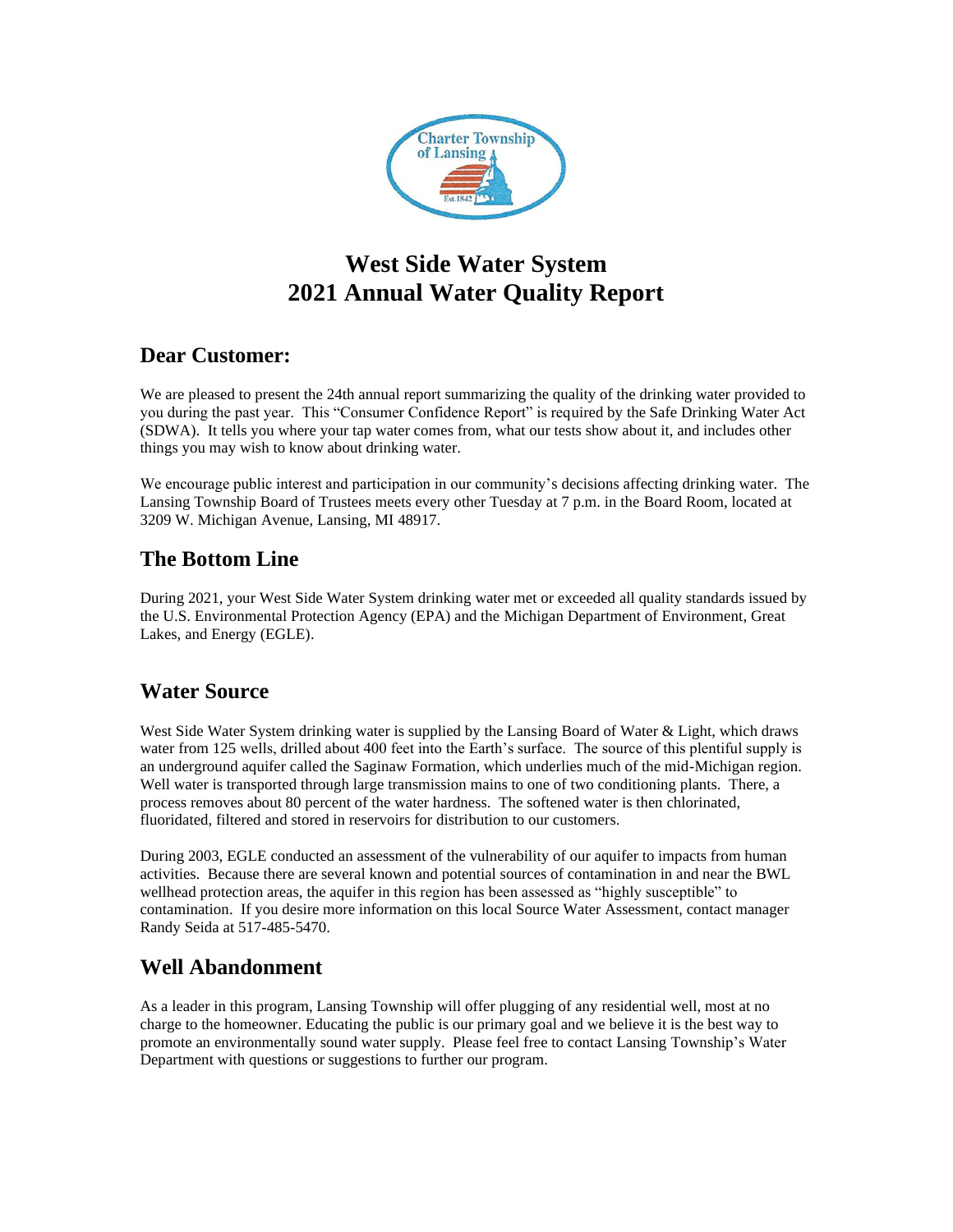# West Side Water System
# 2021 Annual Water Quality Report

## Dear Customer:

We are pleased to present the 24th annual report summarizing the quality of the drinking water provided to you during the past year. This "Consumer Confidence Report" is required by the Safe Drinking Water Act (SDWA). It tells you where your tap water comes from, what our tests show about it, and includes other things you may wish to know about drinking water.

We encourage public interest and participation in our community's decisions affecting drinking water. The Lansing Township Board of Trustees meets every other Tuesday at 7 p.m. in the Board Room, located at 3209 W. Michigan Avenue, Lansing, MI 48917.

## The Bottom Line

During 2021, your West Side Water System drinking water met or exceeded all quality standards issued by the U.S. Environmental Protection Agency (EPA) and the Michigan Department of Environment, Great Lakes, and Energy (EGLE).

## Water Source

West Side Water System drinking water is supplied by the Lansing Board of Water & Light, which draws water from 125 wells, drilled about 400 feet into the Earth's surface. The source of this plentiful supply is an underground aquifer called the Saginaw Formation, which underlies much of the mid-Michigan region. Well water is transported through large transmission mains to one of two conditioning plants. There, a process removes about 80 percent of the water hardness. The softened water is then chlorinated, fluoridated, filtered and stored in reservoirs for distribution to our customers.

During 2003, EGLE conducted an assessment of the vulnerability of our aquifer to impacts from human activities. Because there are several known and potential sources of contamination in and near the BWL wellhead protection areas, the aquifer in this region has been assessed as "highly susceptible" to contamination. If you desire more information on this local Source Water Assessment, contact manager Randy Seida at 517-485-5470.

## Well Abandonment

As a leader in this program, Lansing Township will offer plugging of any residential well, most at no charge to the homeowner. Educating the public is our primary goal and we believe it is the best way to promote an environmentally sound water supply. Please feel free to contact Lansing Township's Water Department with questions or suggestions to further our program.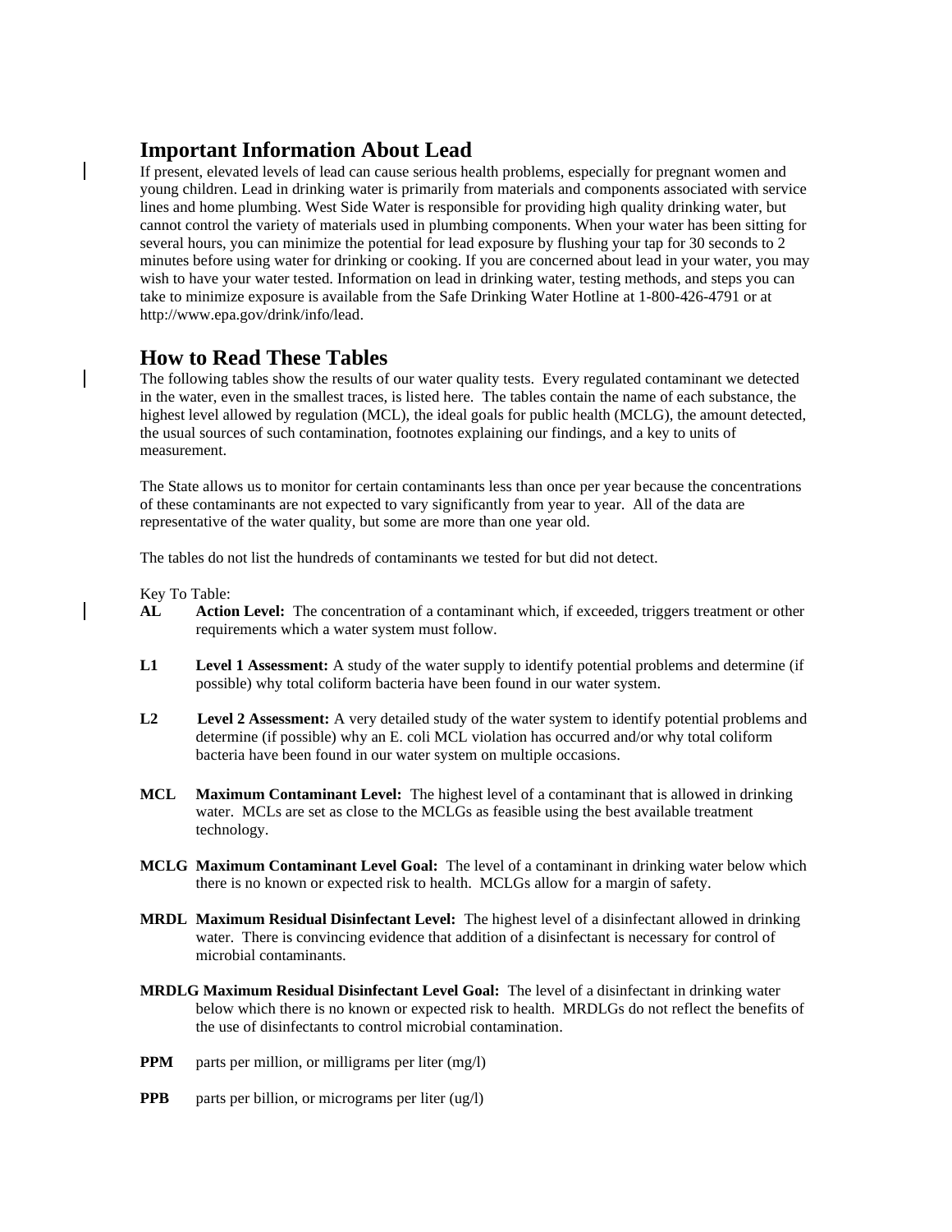## Important Information About Lead

If present, elevated levels of lead can cause serious health problems, especially for pregnant women and young children. Lead in drinking water is primarily from materials and components associated with service lines and home plumbing. West Side Water is responsible for providing high quality drinking water, but cannot control the variety of materials used in plumbing components. When your water has been sitting for several hours, you can minimize the potential for lead exposure by flushing your tap for 30 seconds to 2 minutes before using water for drinking or cooking. If you are concerned about lead in your water, you may wish to have your water tested. Information on lead in drinking water, testing methods, and steps you can take to minimize exposure is available from the Safe Drinking Water Hotline at 1-800-426-4791 or at http://www.epa.gov/drink/info/lead.

## How to Read These Tables

The following tables show the results of our water quality tests. Every regulated contaminant we detected in the water, even in the smallest traces, is listed here. The tables contain the name of each substance, the highest level allowed by regulation (MCL), the ideal goals for public health (MCLG), the amount detected, the usual sources of such contamination, footnotes explaining our findings, and a key to units of measurement.

The State allows us to monitor for certain contaminants less than once per year because the concentrations of these contaminants are not expected to vary significantly from year to year. All of the data are representative of the water quality, but some are more than one year old.

The tables do not list the hundreds of contaminants we tested for but did not detect.

Key To Table:

**AL** **Action Level:** The concentration of a contaminant which, if exceeded, triggers treatment or other requirements which a water system must follow.

**L1** **Level 1 Assessment:** A study of the water supply to identify potential problems and determine (if possible) why total coliform bacteria have been found in our water system.

**L2** **Level 2 Assessment:** A very detailed study of the water system to identify potential problems and determine (if possible) why an E. coli MCL violation has occurred and/or why total coliform bacteria have been found in our water system on multiple occasions.

**MCL** **Maximum Contaminant Level:** The highest level of a contaminant that is allowed in drinking water. MCLs are set as close to the MCLGs as feasible using the best available treatment technology.

**MCLG** **Maximum Contaminant Level Goal:** The level of a contaminant in drinking water below which there is no known or expected risk to health. MCLGs allow for a margin of safety.

**MRDL** **Maximum Residual Disinfectant Level:** The highest level of a disinfectant allowed in drinking water. There is convincing evidence that addition of a disinfectant is necessary for control of microbial contaminants.

**MRDLG** **Maximum Residual Disinfectant Level Goal:** The level of a disinfectant in drinking water below which there is no known or expected risk to health. MRDLGs do not reflect the benefits of the use of disinfectants to control microbial contamination.

**PPM** parts per million, or milligrams per liter (mg/l)

**PPB** parts per billion, or micrograms per liter (ug/l)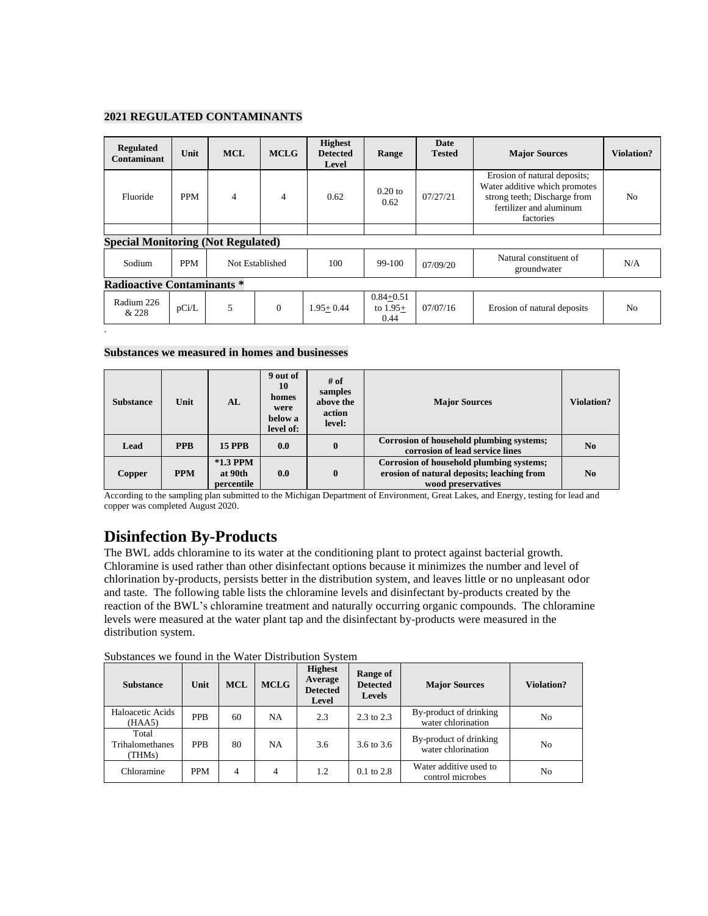**2021 REGULATED CONTAMINANTS**

| Regulated Contaminant | Unit | MCL | MCLG | Highest Detected Level | Range | Date Tested | Major Sources | Violation? |
|---|---|---|---|---|---|---|---|---|
| Fluoride | PPM | 4 | 4 | 0.62 | 0.20 to 0.62 | 07/27/21 | Erosion of natural deposits; Water additive which promotes strong teeth; Discharge from fertilizer and aluminum factories | No |
| | | | | | | | | |
| **Special Monitoring (Not Regulated)** | | | | | | | | |
| Sodium | PPM | Not Established | | 100 | 99-100 | 07/09/20 | Natural constituent of groundwater | N/A |
| **Radioactive Contaminants *** | | | | | | | | |
| Radium 226 & 228 | pCi/L | 5 | 0 | 1.95$\pm$ 0.44 | 0.84$\pm$0.51 to 1.95$\pm$ 0.44 | 07/07/16 | Erosion of natural deposits | No |

.

**Substances we measured in homes and businesses**

| Substance | Unit | AL | 9 out of 10 homes were below a level of: | # of samples above the action level: | Major Sources | Violation? |
|---|---|---|---|---|---|---|
| **Lead** | **PPB** | **15 PPB** | **0.0** | **0** | **Corrosion of household plumbing systems; corrosion of lead service lines** | **No** |
| **Copper** | **PPM** | ***1.3 PPM at 90th percentile** | **0.0** | **0** | **Corrosion of household plumbing systems; erosion of natural deposits; leaching from wood preservatives** | **No** |

According to the sampling plan submitted to the Michigan Department of Environment, Great Lakes, and Energy, testing for lead and copper was completed August 2020.

# Disinfection By-Products

The BWL adds chloramine to its water at the conditioning plant to protect against bacterial growth. Chloramine is used rather than other disinfectant options because it minimizes the number and level of chlorination by-products, persists better in the distribution system, and leaves little or no unpleasant odor and taste. The following table lists the chloramine levels and disinfectant by-products created by the reaction of the BWL's chloramine treatment and naturally occurring organic compounds. The chloramine levels were measured at the water plant tap and the disinfectant by-products were measured in the distribution system.

Substances we found in the Water Distribution System

| Substance | Unit | MCL | MCLG | Highest Average Detected Level | Range of Detected Levels | Major Sources | Violation? |
|---|---|---|---|---|---|---|---|
| Haloacetic Acids (HAA5) | PPB | 60 | NA | 2.3 | 2.3 to 2.3 | By-product of drinking water chlorination | No |
| Total Trihalomethanes (THMs) | PPB | 80 | NA | 3.6 | 3.6 to 3.6 | By-product of drinking water chlorination | No |
| Chloramine | PPM | 4 | 4 | 1.2 | 0.1 to 2.8 | Water additive used to control microbes | No |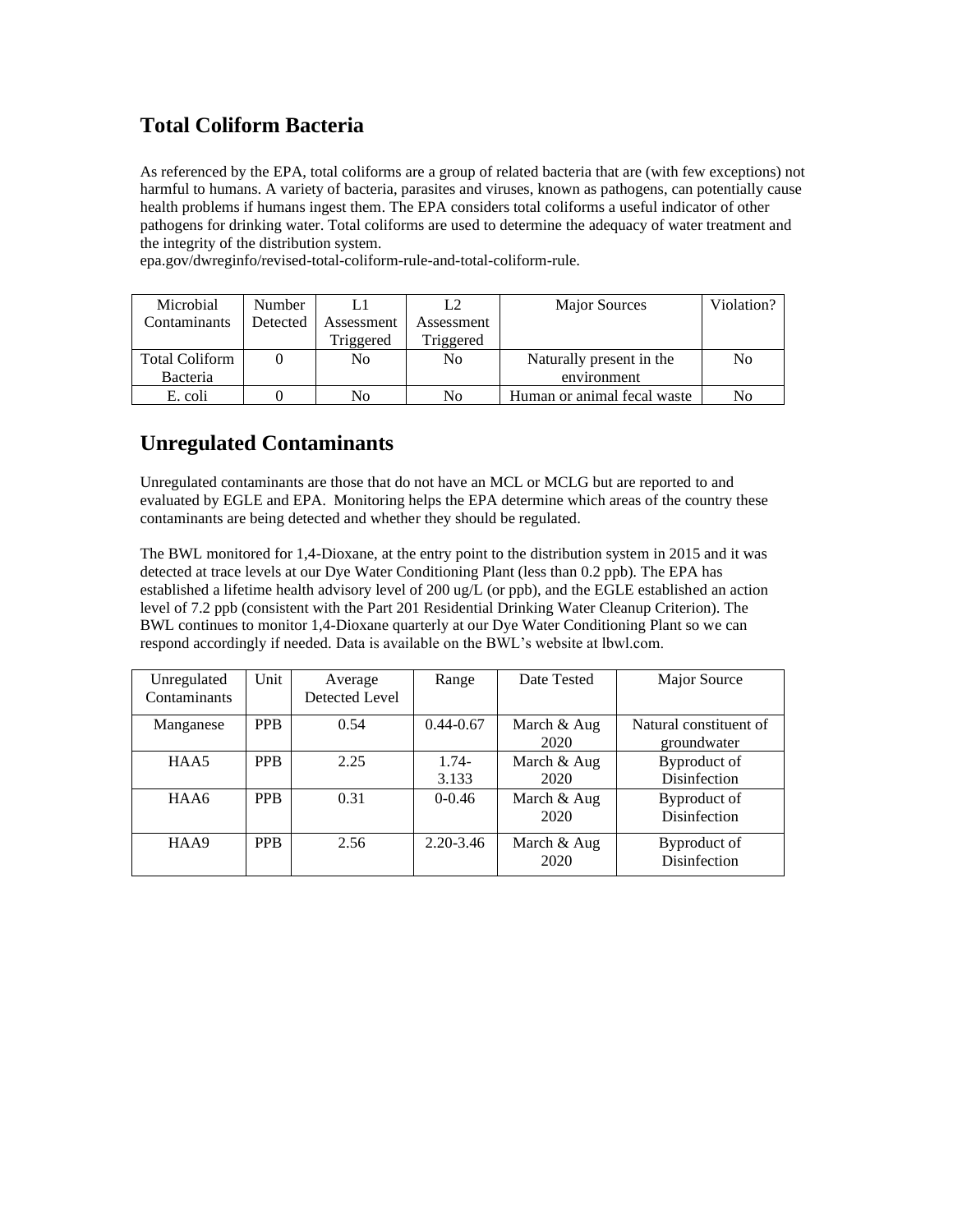## Total Coliform Bacteria

As referenced by the EPA, total coliforms are a group of related bacteria that are (with few exceptions) not harmful to humans. A variety of bacteria, parasites and viruses, known as pathogens, can potentially cause health problems if humans ingest them. The EPA considers total coliforms a useful indicator of other pathogens for drinking water. Total coliforms are used to determine the adequacy of water treatment and the integrity of the distribution system.
epa.gov/dwreginfo/revised-total-coliform-rule-and-total-coliform-rule.

| Microbial Contaminants | Number Detected | L1 Assessment Triggered | L2 Assessment Triggered | Major Sources | Violation? |
|---|---|---|---|---|---|
| Total Coliform Bacteria | 0 | No | No | Naturally present in the environment | No |
| E. coli | 0 | No | No | Human or animal fecal waste | No |

## Unregulated Contaminants

Unregulated contaminants are those that do not have an MCL or MCLG but are reported to and evaluated by EGLE and EPA. Monitoring helps the EPA determine which areas of the country these contaminants are being detected and whether they should be regulated.

The BWL monitored for 1,4-Dioxane, at the entry point to the distribution system in 2015 and it was detected at trace levels at our Dye Water Conditioning Plant (less than 0.2 ppb). The EPA has established a lifetime health advisory level of 200 ug/L (or ppb), and the EGLE established an action level of 7.2 ppb (consistent with the Part 201 Residential Drinking Water Cleanup Criterion). The BWL continues to monitor 1,4-Dioxane quarterly at our Dye Water Conditioning Plant so we can respond accordingly if needed. Data is available on the BWL's website at lbwl.com.

| Unregulated Contaminants | Unit | Average Detected Level | Range | Date Tested | Major Source |
|---|---|---|---|---|---|
| Manganese | PPB | 0.54 | 0.44-0.67 | March & Aug 2020 | Natural constituent of groundwater |
| HAA5 | PPB | 2.25 | 1.74-3.133 | March & Aug 2020 | Byproduct of Disinfection |
| HAA6 | PPB | 0.31 | 0-0.46 | March & Aug 2020 | Byproduct of Disinfection |
| HAA9 | PPB | 2.56 | 2.20-3.46 | March & Aug 2020 | Byproduct of Disinfection |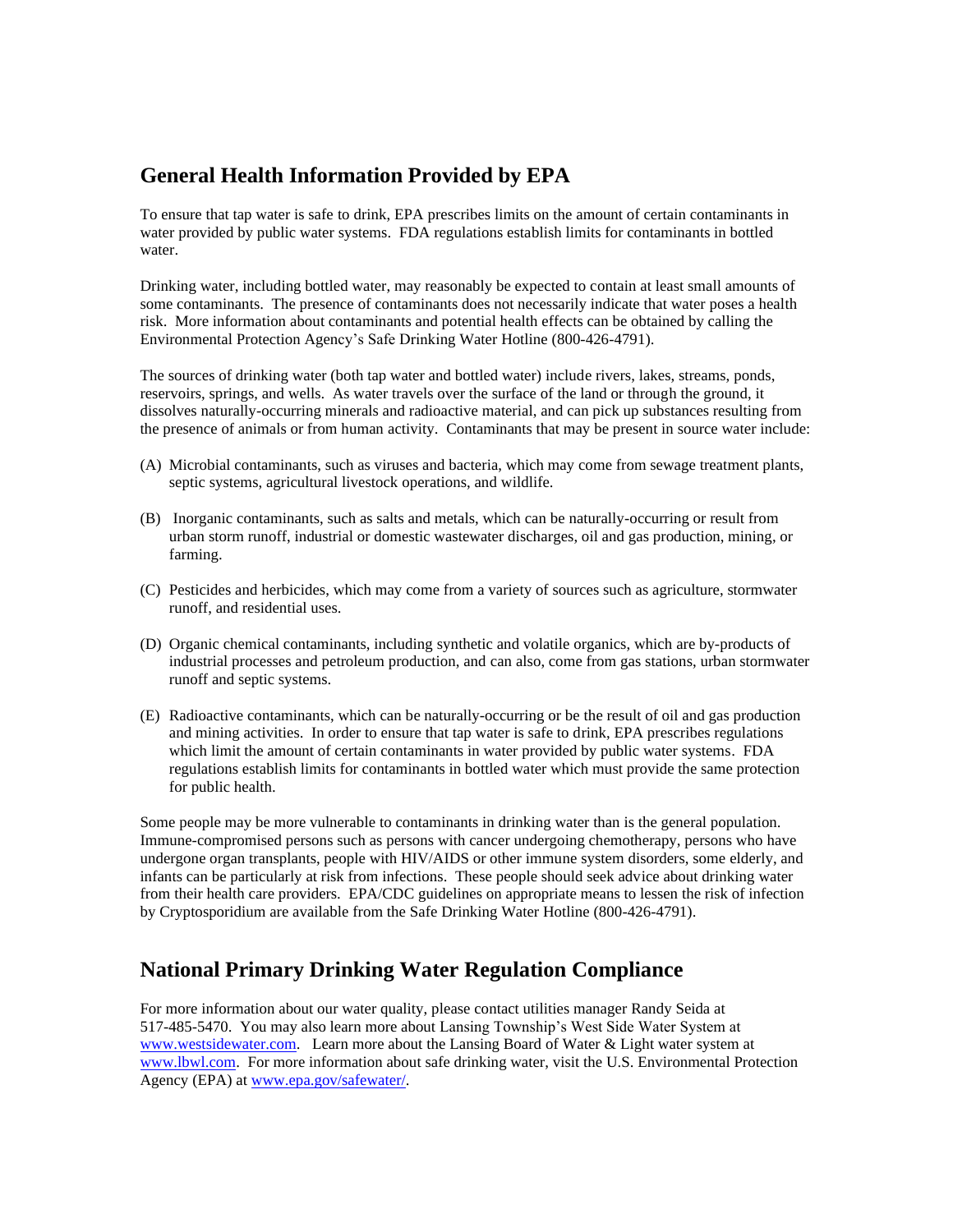## General Health Information Provided by EPA

To ensure that tap water is safe to drink, EPA prescribes limits on the amount of certain contaminants in water provided by public water systems. FDA regulations establish limits for contaminants in bottled water.

Drinking water, including bottled water, may reasonably be expected to contain at least small amounts of some contaminants. The presence of contaminants does not necessarily indicate that water poses a health risk. More information about contaminants and potential health effects can be obtained by calling the Environmental Protection Agency's Safe Drinking Water Hotline (800-426-4791).

The sources of drinking water (both tap water and bottled water) include rivers, lakes, streams, ponds, reservoirs, springs, and wells. As water travels over the surface of the land or through the ground, it dissolves naturally-occurring minerals and radioactive material, and can pick up substances resulting from the presence of animals or from human activity. Contaminants that may be present in source water include:

(A) Microbial contaminants, such as viruses and bacteria, which may come from sewage treatment plants, septic systems, agricultural livestock operations, and wildlife.

(B) Inorganic contaminants, such as salts and metals, which can be naturally-occurring or result from urban storm runoff, industrial or domestic wastewater discharges, oil and gas production, mining, or farming.

(C) Pesticides and herbicides, which may come from a variety of sources such as agriculture, stormwater runoff, and residential uses.

(D) Organic chemical contaminants, including synthetic and volatile organics, which are by-products of industrial processes and petroleum production, and can also, come from gas stations, urban stormwater runoff and septic systems.

(E) Radioactive contaminants, which can be naturally-occurring or be the result of oil and gas production and mining activities. In order to ensure that tap water is safe to drink, EPA prescribes regulations which limit the amount of certain contaminants in water provided by public water systems. FDA regulations establish limits for contaminants in bottled water which must provide the same protection for public health.

Some people may be more vulnerable to contaminants in drinking water than is the general population. Immune-compromised persons such as persons with cancer undergoing chemotherapy, persons who have undergone organ transplants, people with HIV/AIDS or other immune system disorders, some elderly, and infants can be particularly at risk from infections. These people should seek advice about drinking water from their health care providers. EPA/CDC guidelines on appropriate means to lessen the risk of infection by Cryptosporidium are available from the Safe Drinking Water Hotline (800-426-4791).

## National Primary Drinking Water Regulation Compliance

For more information about our water quality, please contact utilities manager Randy Seida at 517-485-5470. You may also learn more about Lansing Township's West Side Water System at www.westsidewater.com. Learn more about the Lansing Board of Water & Light water system at www.lbwl.com. For more information about safe drinking water, visit the U.S. Environmental Protection Agency (EPA) at www.epa.gov/safewater/.